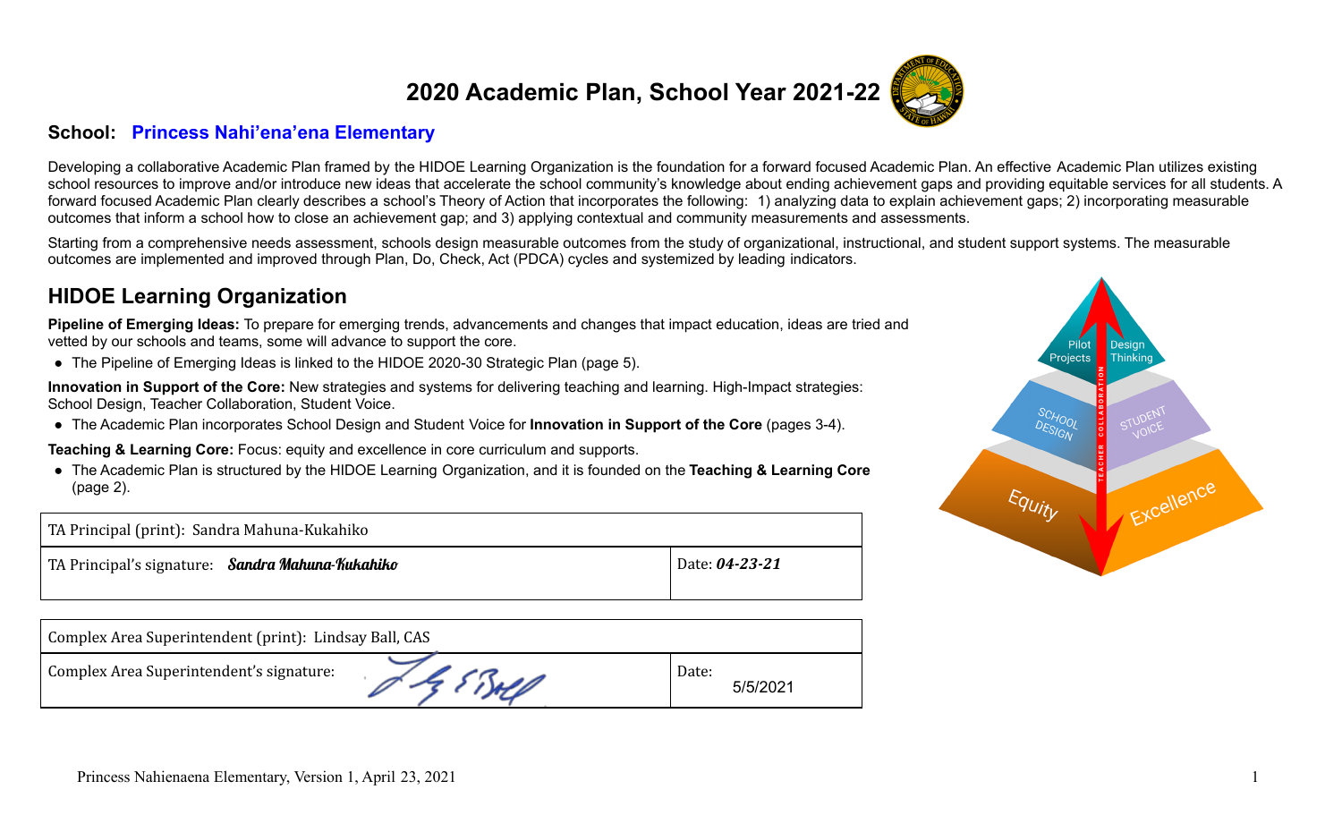# 2020 Academic Plan, School Year 2021-22

## School: Princess Nahi'ena'ena Elementary

Developing a collaborative Academic Plan framed by the HIDOE Learning Organization is the foundation for a forward focused Academic Plan. An effective Academic Plan utilizes existing school resources to improve and/or introduce new ideas that accelerate the school community's knowledge about ending achievement gaps and providing equitable services for all students. A forward focused Academic Plan clearly describes a school's Theory of Action that incorporates the following: 1) analyzing data to explain achievement gaps; 2) incorporating measurable outcomes that inform a school how to close an achievement gap; and 3) applying contextual and community measurements and assessments.

Starting from a comprehensive needs assessment, schools design measurable outcomes from the study of organizational, instructional, and student support systems. The measurable outcomes are implemented and improved through Plan, Do, Check, Act (PDCA) cycles and systemized by leading indicators.

## HIDOE Learning Organization

**Pipeline of Emerging Ideas:** To prepare for emerging trends, advancements and changes that impact education, ideas are tried and vetted by our schools and teams, some will advance to support the core.

- The Pipeline of Emerging Ideas is linked to the HIDOE 2020-30 Strategic Plan (page 5).

**Innovation in Support of the Core:** New strategies and systems for delivering teaching and learning. High-Impact strategies: School Design, Teacher Collaboration, Student Voice.

- The Academic Plan incorporates School Design and Student Voice for **Innovation in Support of the Core** (pages 3-4).

**Teaching & Learning Core:** Focus: equity and excellence in core curriculum and supports.

- The Academic Plan is structured by the HIDOE Learning Organization, and it is founded on the **Teaching & Learning Core** (page 2).

| TA Principal (print): Sandra Mahuna-Kukahiko | |
|---|---|
| TA Principal's signature: *Sandra Mahuna-Kukahiko* | Date: ***04-23-21*** |

| Complex Area Superintendent (print): Lindsay Ball, CAS | |
|---|---|
| Complex Area Superintendent's signature: [signature] | Date: 5/5/2021 |

Pilot Projects | Design Thinking | School Design | Student Voice | Teacher Collaboration | Equity | Excellence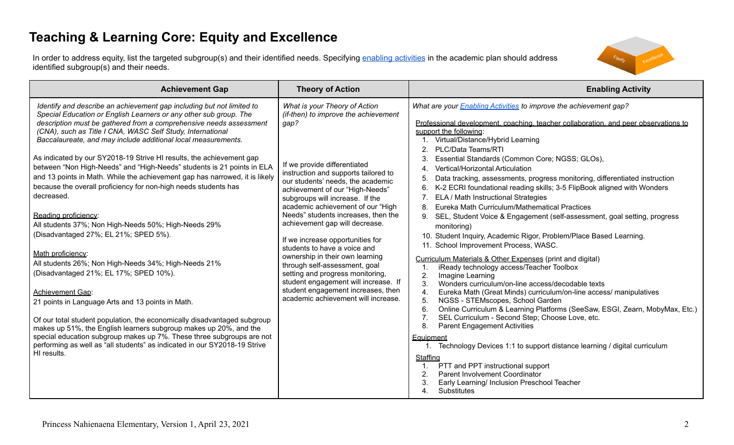# Teaching & Learning Core: Equity and Excellence

In order to address equity, list the targeted subgroup(s) and their identified needs. Specifying enabling activities in the academic plan should address identified subgroup(s) and their needs.

| Achievement Gap | Theory of Action | Enabling Activity |
|---|---|---|
| *Identify and describe an achievement gap including but not limited to Special Education or English Learners or any other sub group. The description must be gathered from a comprehensive needs assessment (CNA), such as Title I CNA, WASC Self Study, International Baccalaureate, and may include additional local measurements.*<br><br>As indicated by our SY2018-19 Strive HI results, the achievement gap between "Non High-Needs" and "High-Needs" students is 21 points in ELA and 13 points in Math. While the achievement gap has narrowed, it is likely because the overall proficiency for non-high needs students has decreased.<br><br>Reading proficiency:<br>All students 37%; Non High-Needs 50%; High-Needs 29% (Disadvantaged 27%; EL 21%; SPED 5%).<br><br>Math proficiency:<br>All students 26%; Non High-Needs 34%; High-Needs 21% (Disadvantaged 21%; EL 17%; SPED 10%).<br><br>Achievement Gap:<br>21 points in Language Arts and 13 points in Math.<br><br>Of our total student population, the economically disadvantaged subgroup makes up 51%, the English learners subgroup makes up 20%, and the special education subgroup makes up 7%. These three subgroups are not performing as well as "all students" as indicated in our SY2018-19 Strive HI results. | *What is your Theory of Action (if-then) to improve the achievement gap?*<br><br>If we provide differentiated instruction and supports tailored to our students' needs, the academic achievement of our "High-Needs" subgroups will increase. If the academic achievement of our "High Needs" students increases, then the achievement gap will decrease.<br><br>If we increase opportunities for students to have a voice and ownership in their own learning through self-assessment, goal setting and progress monitoring, student engagement will increase. If student engagement increases, then academic achievement will increase. | *What are your Enabling Activities to improve the achievement gap?*<br><br>Professional development, coaching, teacher collaboration, and peer observations to support the following:<br>1. Virtual/Distance/Hybrid Learning<br>2. PLC/Data Teams/RTI<br>3. Essential Standards (Common Core; NGSS; GLOs),<br>4. Vertical/Horizontal Articulation<br>5. Data tracking, assessments, progress monitoring, differentiated instruction<br>6. K-2 ECRI foundational reading skills; 3-5 FlipBook aligned with Wonders<br>7. ELA / Math Instructional Strategies<br>8. Eureka Math Curriculum/Mathematical Practices<br>9. SEL, Student Voice & Engagement (self-assessment, goal setting, progress monitoring)<br>10. Student Inquiry, Academic Rigor, Problem/Place Based Learning.<br>11. School Improvement Process, WASC.<br><br>Curriculum Materials & Other Expenses (print and digital)<br>1. iReady technology access/Teacher Toolbox<br>2. Imagine Learning<br>3. Wonders curriculum/on-line access/decodable texts<br>4. Eureka Math (Great Minds) curriculum/on-line access/ manipulatives<br>5. NGSS - STEMscopes, School Garden<br>6. Online Curriculum & Learning Platforms (SeeSaw, ESGI, Zearn, MobyMax, Etc.)<br>7. SEL Curriculum - Second Step; Choose Love, etc.<br>8. Parent Engagement Activities<br><br>Equipment<br>1. Technology Devices 1:1 to support distance learning / digital curriculum<br><br>Staffing<br>1. PTT and PPT instructional support<br>2. Parent Involvement Coordinator<br>3. Early Learning/ Inclusion Preschool Teacher<br>4. Substitutes |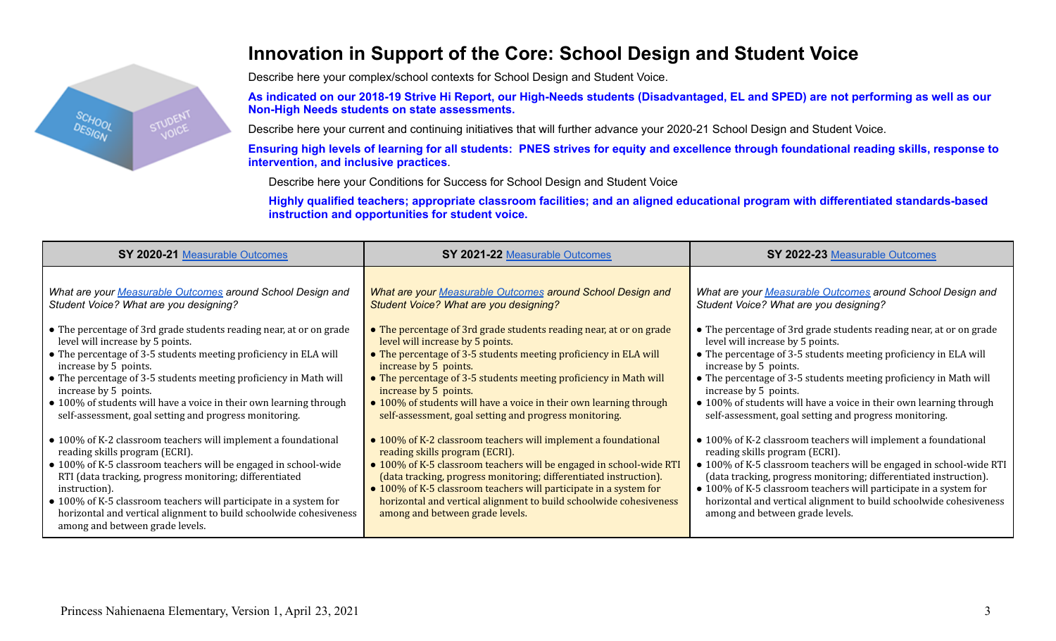# Innovation in Support of the Core: School Design and Student Voice

Describe here your complex/school contexts for School Design and Student Voice.

**As indicated on our 2018-19 Strive Hi Report, our High-Needs students (Disadvantaged, EL and SPED) are not performing as well as our Non-High Needs students on state assessments.**

Describe here your current and continuing initiatives that will further advance your 2020-21 School Design and Student Voice.

**Ensuring high levels of learning for all students: PNES strives for equity and excellence through foundational reading skills, response to intervention, and inclusive practices.**

Describe here your Conditions for Success for School Design and Student Voice

**Highly qualified teachers; appropriate classroom facilities; and an aligned educational program with differentiated standards-based instruction and opportunities for student voice.**

| SY 2020-21 Measurable Outcomes | SY 2021-22 Measurable Outcomes | SY 2022-23 Measurable Outcomes |
|---|---|---|
| *What are your Measurable Outcomes around School Design and Student Voice? What are you designing?*<br><br>● The percentage of 3rd grade students reading near, at or on grade level will increase by 5 points.<br>● The percentage of 3-5 students meeting proficiency in ELA will increase by 5 points.<br>● The percentage of 3-5 students meeting proficiency in Math will increase by 5 points.<br>● 100% of students will have a voice in their own learning through self-assessment, goal setting and progress monitoring.<br><br>● 100% of K-2 classroom teachers will implement a foundational reading skills program (ECRI).<br>● 100% of K-5 classroom teachers will be engaged in school-wide RTI (data tracking, progress monitoring; differentiated instruction).<br>● 100% of K-5 classroom teachers will participate in a system for horizontal and vertical alignment to build schoolwide cohesiveness among and between grade levels. | *What are your Measurable Outcomes around School Design and Student Voice? What are you designing?*<br><br>● The percentage of 3rd grade students reading near, at or on grade level will increase by 5 points.<br>● The percentage of 3-5 students meeting proficiency in ELA will increase by 5 points.<br>● The percentage of 3-5 students meeting proficiency in Math will increase by 5 points.<br>● 100% of students will have a voice in their own learning through self-assessment, goal setting and progress monitoring.<br><br>● 100% of K-2 classroom teachers will implement a foundational reading skills program (ECRI).<br>● 100% of K-5 classroom teachers will be engaged in school-wide RTI (data tracking, progress monitoring; differentiated instruction).<br>● 100% of K-5 classroom teachers will participate in a system for horizontal and vertical alignment to build schoolwide cohesiveness among and between grade levels. | *What are your Measurable Outcomes around School Design and Student Voice? What are you designing?*<br><br>● The percentage of 3rd grade students reading near, at or on grade level will increase by 5 points.<br>● The percentage of 3-5 students meeting proficiency in ELA will increase by 5 points.<br>● The percentage of 3-5 students meeting proficiency in Math will increase by 5 points.<br>● 100% of students will have a voice in their own learning through self-assessment, goal setting and progress monitoring.<br><br>● 100% of K-2 classroom teachers will implement a foundational reading skills program (ECRI).<br>● 100% of K-5 classroom teachers will be engaged in school-wide RTI (data tracking, progress monitoring; differentiated instruction).<br>● 100% of K-5 classroom teachers will participate in a system for horizontal and vertical alignment to build schoolwide cohesiveness among and between grade levels. |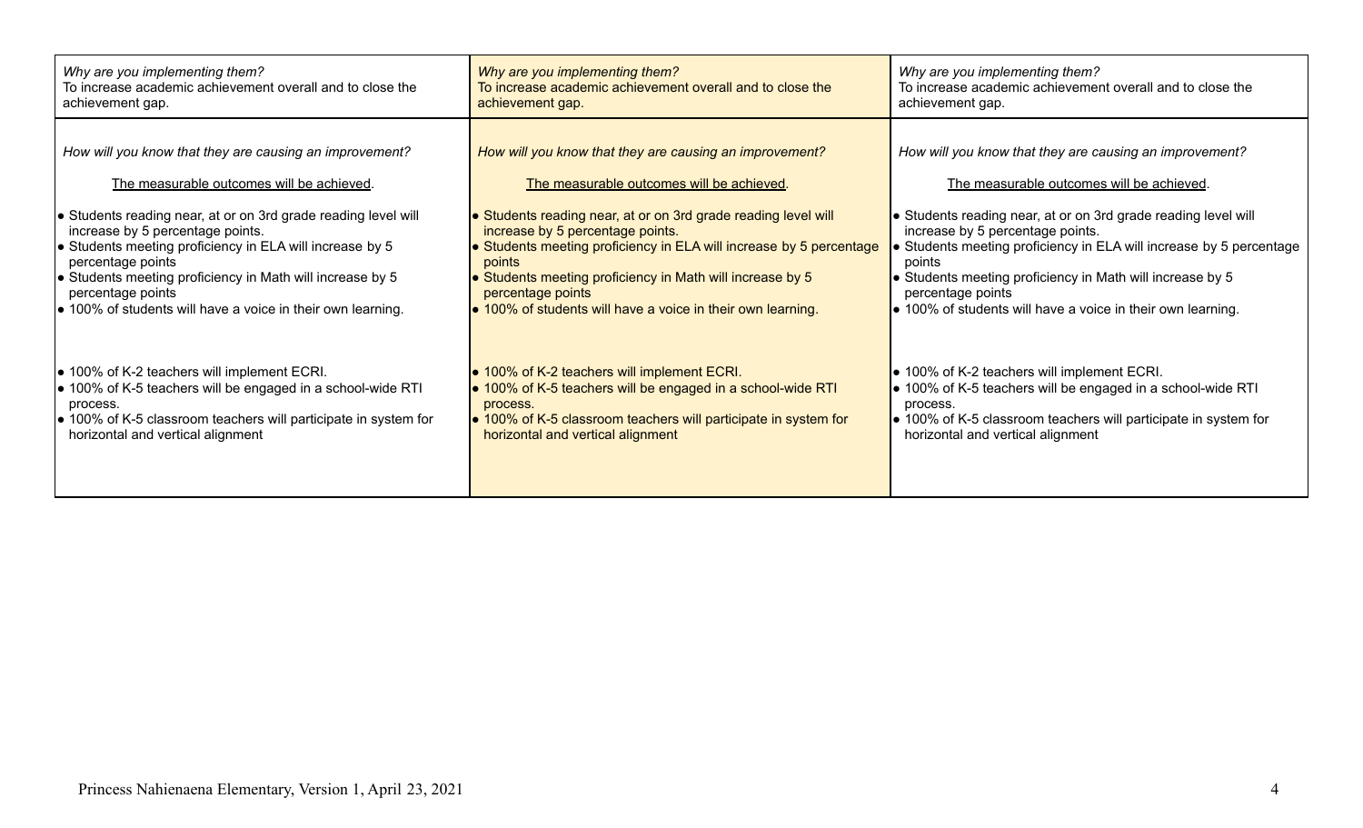| | | |
|---|---|---|
| *Why are you implementing them?*<br>To increase academic achievement overall and to close the achievement gap. | *Why are you implementing them?*<br>To increase academic achievement overall and to close the achievement gap. | *Why are you implementing them?*<br>To increase academic achievement overall and to close the achievement gap. |
| *How will you know that they are causing an improvement?*<br><br><u>The measurable outcomes will be achieved</u>.<br><br>• Students reading near, at or on 3rd grade reading level will increase by 5 percentage points.<br>• Students meeting proficiency in ELA will increase by 5 percentage points<br>• Students meeting proficiency in Math will increase by 5 percentage points<br>• 100% of students will have a voice in their own learning.<br><br>• 100% of K-2 teachers will implement ECRI.<br>• 100% of K-5 teachers will be engaged in a school-wide RTI process.<br>• 100% of K-5 classroom teachers will participate in system for horizontal and vertical alignment | *How will you know that they are causing an improvement?*<br><br><u>The measurable outcomes will be achieved</u>.<br><br>• Students reading near, at or on 3rd grade reading level will increase by 5 percentage points.<br>• Students meeting proficiency in ELA will increase by 5 percentage points<br>• Students meeting proficiency in Math will increase by 5 percentage points<br>• 100% of students will have a voice in their own learning.<br><br>• 100% of K-2 teachers will implement ECRI.<br>• 100% of K-5 teachers will be engaged in a school-wide RTI process.<br>• 100% of K-5 classroom teachers will participate in system for horizontal and vertical alignment | *How will you know that they are causing an improvement?*<br><br><u>The measurable outcomes will be achieved</u>.<br><br>• Students reading near, at or on 3rd grade reading level will increase by 5 percentage points.<br>• Students meeting proficiency in ELA will increase by 5 percentage points<br>• Students meeting proficiency in Math will increase by 5 percentage points<br>• 100% of students will have a voice in their own learning.<br><br>• 100% of K-2 teachers will implement ECRI.<br>• 100% of K-5 teachers will be engaged in a school-wide RTI process.<br>• 100% of K-5 classroom teachers will participate in system for horizontal and vertical alignment |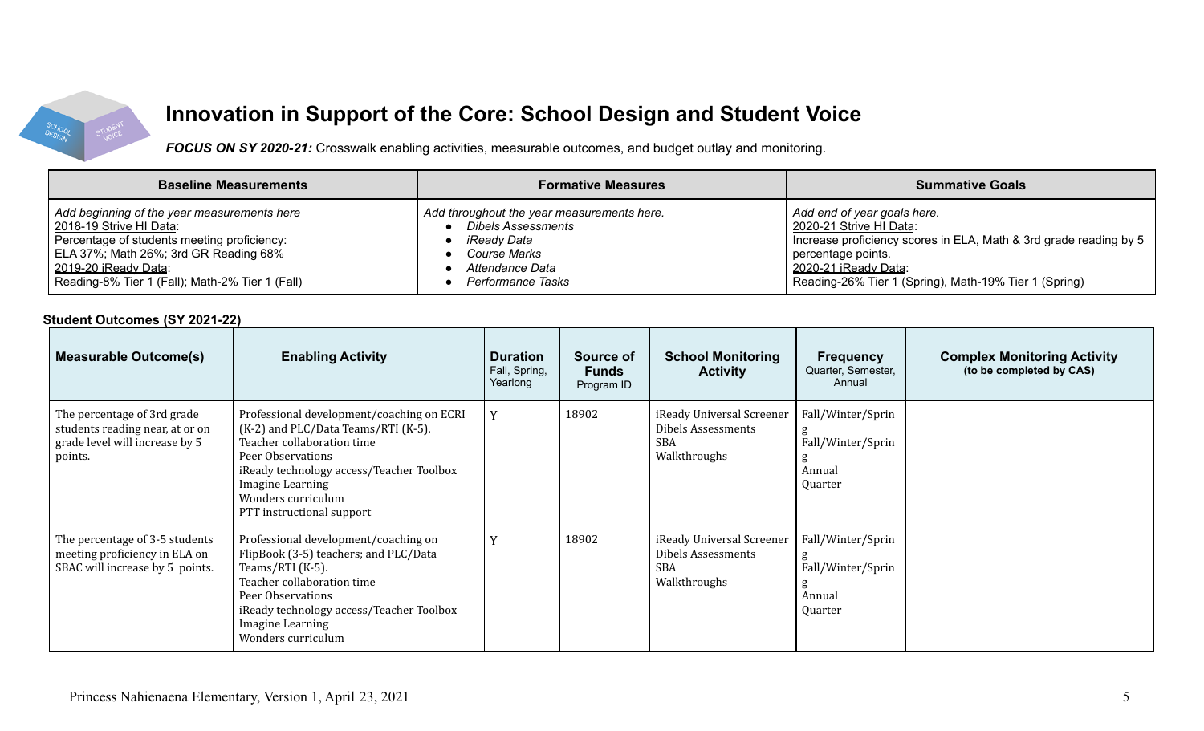# Innovation in Support of the Core: School Design and Student Voice

***FOCUS ON SY 2020-21:*** Crosswalk enabling activities, measurable outcomes, and budget outlay and monitoring.

| Baseline Measurements | Formative Measures | Summative Goals |
|---|---|---|
| *Add beginning of the year measurements here*<br>2018-19 Strive HI Data:<br>Percentage of students meeting proficiency:<br>ELA 37%; Math 26%; 3rd GR Reading 68%<br>2019-20 iReady Data:<br>Reading-8% Tier 1 (Fall); Math-2% Tier 1 (Fall) | *Add throughout the year measurements here.*<br>• *Dibels Assessments*<br>• *iReady Data*<br>• *Course Marks*<br>• *Attendance Data*<br>• *Performance Tasks* | *Add end of year goals here.*<br>2020-21 Strive HI Data:<br>Increase proficiency scores in ELA, Math & 3rd grade reading by 5 percentage points.<br>2020-21 iReady Data:<br>Reading-26% Tier 1 (Spring), Math-19% Tier 1 (Spring) |

**Student Outcomes (SY 2021-22)**

| Measurable Outcome(s) | Enabling Activity | Duration<br>Fall, Spring, Yearlong | Source of Funds<br>Program ID | School Monitoring Activity | Frequency<br>Quarter, Semester, Annual | Complex Monitoring Activity<br>(to be completed by CAS) |
|---|---|---|---|---|---|---|
| The percentage of 3rd grade students reading near, at or on grade level will increase by 5 points. | Professional development/coaching on ECRI (K-2) and PLC/Data Teams/RTI (K-5).<br>Teacher collaboration time<br>Peer Observations<br>iReady technology access/Teacher Toolbox<br>Imagine Learning<br>Wonders curriculum<br>PTT instructional support | Y | 18902 | iReady Universal Screener<br>Dibels Assessments<br>SBA<br>Walkthroughs | Fall/Winter/Spring<br>Fall/Winter/Spring<br>Annual<br>Quarter | |
| The percentage of 3-5 students meeting proficiency in ELA on SBAC will increase by 5 points. | Professional development/coaching on FlipBook (3-5) teachers; and PLC/Data Teams/RTI (K-5).<br>Teacher collaboration time<br>Peer Observations<br>iReady technology access/Teacher Toolbox<br>Imagine Learning<br>Wonders curriculum | Y | 18902 | iReady Universal Screener<br>Dibels Assessments<br>SBA<br>Walkthroughs | Fall/Winter/Spring<br>Fall/Winter/Spring<br>Annual<br>Quarter | |

Princess Nahienaena Elementary, Version 1, April 23, 2021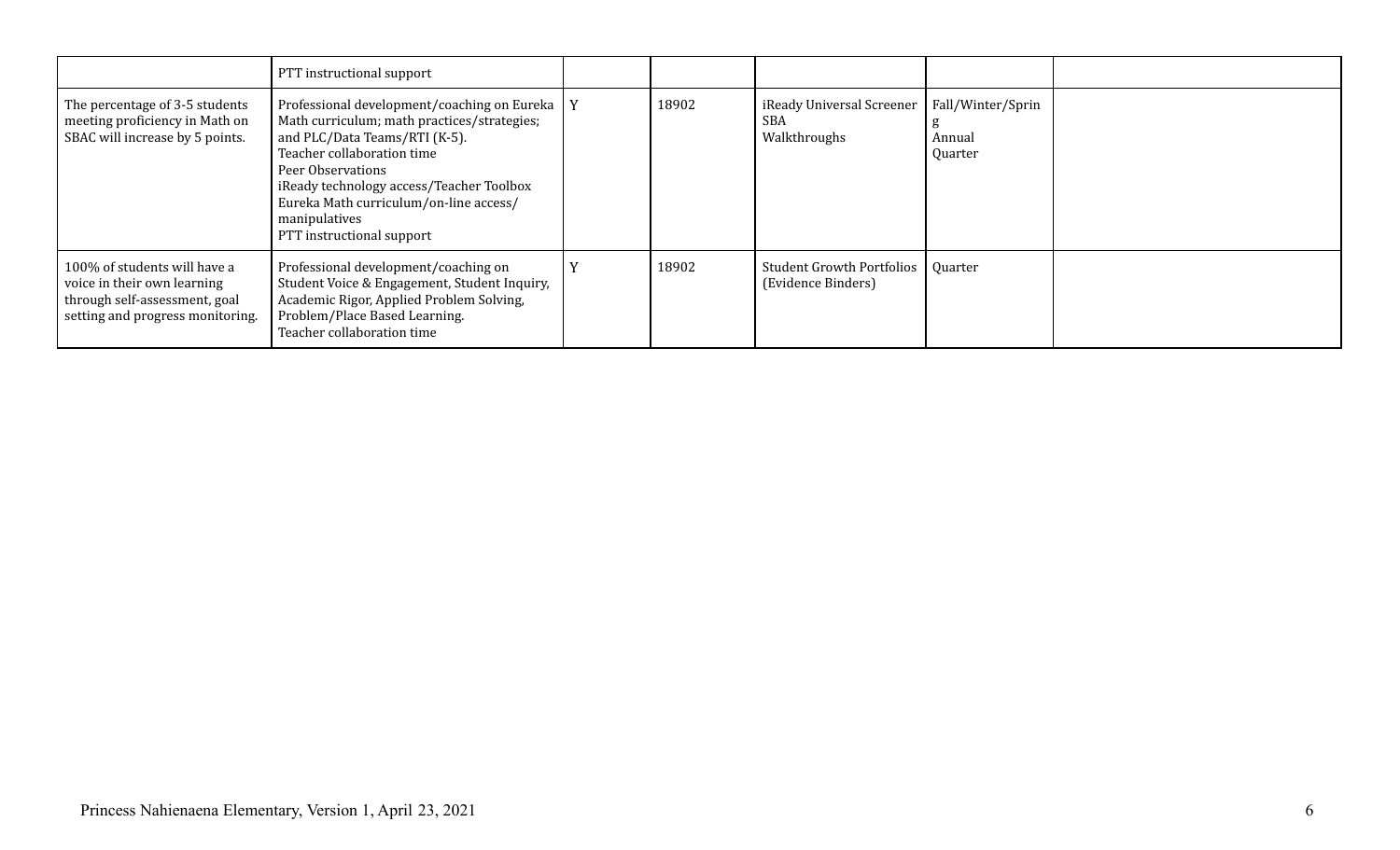| | PTT instructional support | | | | | |
|---|---|---|---|---|---|---|
| The percentage of 3-5 students meeting proficiency in Math on SBAC will increase by 5 points. | Professional development/coaching on Eureka Math curriculum; math practices/strategies; and PLC/Data Teams/RTI (K-5).<br>Teacher collaboration time<br>Peer Observations<br>iReady technology access/Teacher Toolbox<br>Eureka Math curriculum/on-line access/ manipulatives<br>PTT instructional support | Y | 18902 | iReady Universal Screener<br>SBA<br>Walkthroughs | Fall/Winter/Spring<br>Annual<br>Quarter | |
| 100% of students will have a voice in their own learning through self-assessment, goal setting and progress monitoring. | Professional development/coaching on Student Voice & Engagement, Student Inquiry, Academic Rigor, Applied Problem Solving, Problem/Place Based Learning.<br>Teacher collaboration time | Y | 18902 | Student Growth Portfolios (Evidence Binders) | Quarter | |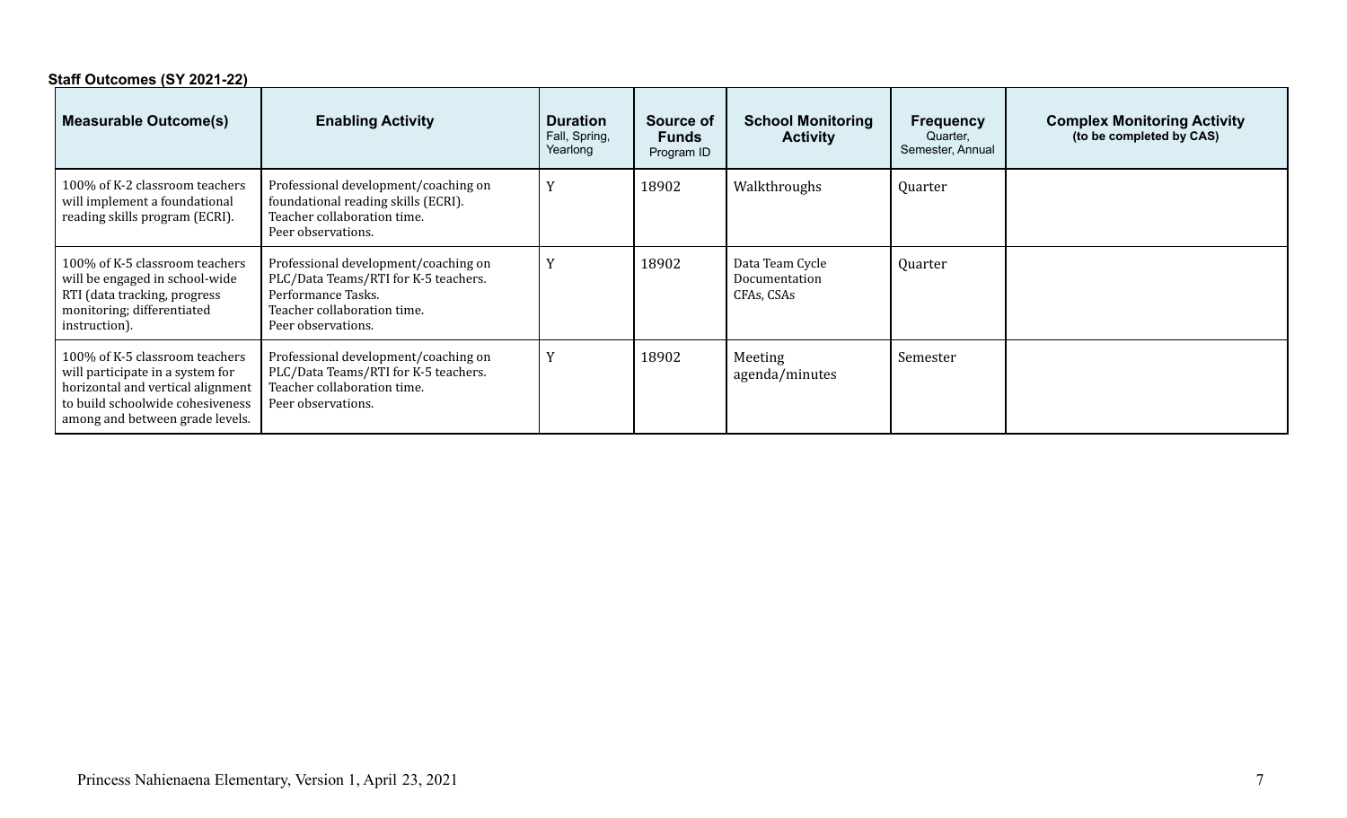**Staff Outcomes (SY 2021-22)**

| Measurable Outcome(s) | Enabling Activity | Duration Fall, Spring, Yearlong | Source of Funds Program ID | School Monitoring Activity | Frequency Quarter, Semester, Annual | Complex Monitoring Activity (to be completed by CAS) |
|---|---|---|---|---|---|---|
| 100% of K-2 classroom teachers will implement a foundational reading skills program (ECRI). | Professional development/coaching on foundational reading skills (ECRI).<br>Teacher collaboration time.<br>Peer observations. | Y | 18902 | Walkthroughs | Quarter | |
| 100% of K-5 classroom teachers will be engaged in school-wide RTI (data tracking, progress monitoring; differentiated instruction). | Professional development/coaching on PLC/Data Teams/RTI for K-5 teachers.<br>Performance Tasks.<br>Teacher collaboration time.<br>Peer observations. | Y | 18902 | Data Team Cycle Documentation<br>CFAs, CSAs | Quarter | |
| 100% of K-5 classroom teachers will participate in a system for horizontal and vertical alignment to build schoolwide cohesiveness among and between grade levels. | Professional development/coaching on PLC/Data Teams/RTI for K-5 teachers.<br>Teacher collaboration time.<br>Peer observations. | Y | 18902 | Meeting agenda/minutes | Semester | |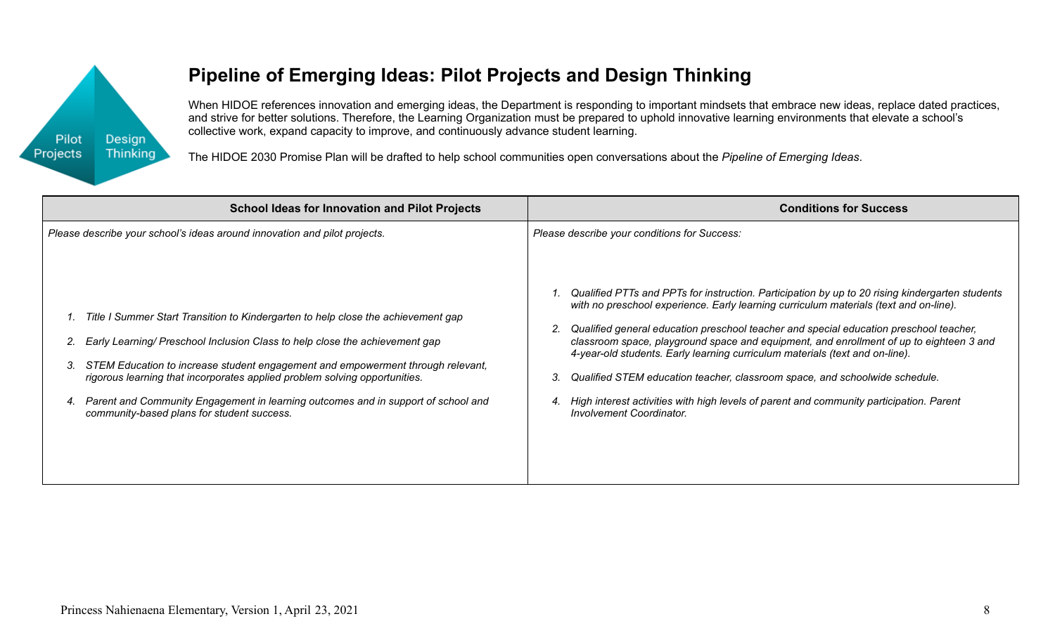Pilot Projects | Design Thinking

# Pipeline of Emerging Ideas: Pilot Projects and Design Thinking

When HIDOE references innovation and emerging ideas, the Department is responding to important mindsets that embrace new ideas, replace dated practices, and strive for better solutions. Therefore, the Learning Organization must be prepared to uphold innovative learning environments that elevate a school's collective work, expand capacity to improve, and continuously advance student learning.

The HIDOE 2030 Promise Plan will be drafted to help school communities open conversations about the *Pipeline of Emerging Ideas*.

| School Ideas for Innovation and Pilot Projects | Conditions for Success |
|---|---|
| *Please describe your school's ideas around innovation and pilot projects.* | *Please describe your conditions for Success:* |
| *1. Title I Summer Start Transition to Kindergarten to help close the achievement gap* | *1. Qualified PTTs and PPTs for instruction. Participation by up to 20 rising kindergarten students with no preschool experience. Early learning curriculum materials (text and on-line).* |
| *2. Early Learning/ Preschool Inclusion Class to help close the achievement gap* | *2. Qualified general education preschool teacher and special education preschool teacher, classroom space, playground space and equipment, and enrollment of up to eighteen 3 and 4-year-old students. Early learning curriculum materials (text and on-line).* |
| *3. STEM Education to increase student engagement and empowerment through relevant, rigorous learning that incorporates applied problem solving opportunities.* | *3. Qualified STEM education teacher, classroom space, and schoolwide schedule.* |
| *4. Parent and Community Engagement in learning outcomes and in support of school and community-based plans for student success.* | *4. High interest activities with high levels of parent and community participation. Parent Involvement Coordinator.* |